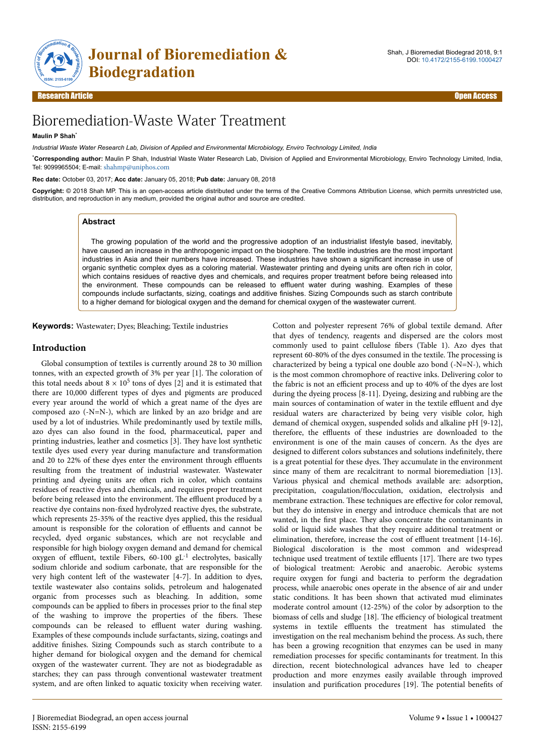# Bioremediation-Waste Water Treatment

**Maulin P Shah***

*Industrial Waste Water Research Lab, Division of Applied and Environmental Microbiology, Enviro Technology Limited, India*

***Corresponding author:** Maulin P Shah, Industrial Waste Water Research Lab, Division of Applied and Environmental Microbiology, Enviro Technology Limited, India, Tel: 9099965504; E-mail: shahmp@uniphos.com

**Rec date:** October 03, 2017; **Acc date:** January 05, 2018; **Pub date:** January 08, 2018

**Copyright:** © 2018 Shah MP. This is an open-access article distributed under the terms of the Creative Commons Attribution License, which permits unrestricted use, distribution, and reproduction in any medium, provided the original author and source are credited.

## Abstract

The growing population of the world and the progressive adoption of an industrialist lifestyle based, inevitably, have caused an increase in the anthropogenic impact on the biosphere. The textile industries are the most important industries in Asia and their numbers have increased. These industries have shown a significant increase in use of organic synthetic complex dyes as a coloring material. Wastewater printing and dyeing units are often rich in color, which contains residues of reactive dyes and chemicals, and requires proper treatment before being released into the environment. These compounds can be released to effluent water during washing. Examples of these compounds include surfactants, sizing, coatings and additive finishes. Sizing Compounds such as starch contribute to a higher demand for biological oxygen and the demand for chemical oxygen of the wastewater current.

**Keywords:** Wastewater; Dyes; Bleaching; Textile industries

## Introduction

Global consumption of textiles is currently around 28 to 30 million tonnes, with an expected growth of 3% per year [1]. The coloration of this total needs about $8 \times 10^5$ tons of dyes [2] and it is estimated that there are 10,000 different types of dyes and pigments are produced every year around the world of which a great name of the dyes are composed azo (-N=N-), which are linked by an azo bridge and are used by a lot of industries. While predominantly used by textile mills, azo dyes can also found in the food, pharmaceutical, paper and printing industries, leather and cosmetics [3]. They have lost synthetic textile dyes used every year during manufacture and transformation and 20 to 22% of these dyes enter the environment through effluents resulting from the treatment of industrial wastewater. Wastewater printing and dyeing units are often rich in color, which contains residues of reactive dyes and chemicals, and requires proper treatment before being released into the environment. The effluent produced by a reactive dye contains non-fixed hydrolyzed reactive dyes, the substrate, which represents 25-35% of the reactive dyes applied, this the residual amount is responsible for the coloration of effluents and cannot be recycled, dyed organic substances, which are not recyclable and responsible for high biology oxygen demand and demand for chemical oxygen of effluent, textile Fibers, 60-100 $gL^{-1}$ electrolytes, basically sodium chloride and sodium carbonate, that are responsible for the very high content left of the wastewater [4-7]. In addition to dyes, textile wastewater also contains solids, petroleum and halogenated organic from processes such as bleaching. In addition, some compounds can be applied to fibers in processes prior to the final step of the washing to improve the properties of the fibers. These compounds can be released to effluent water during washing. Examples of these compounds include surfactants, sizing, coatings and additive finishes. Sizing Compounds such as starch contribute to a higher demand for biological oxygen and the demand for chemical oxygen of the wastewater current. They are not as biodegradable as starches; they can pass through conventional wastewater treatment system, and are often linked to aquatic toxicity when receiving water.

Cotton and polyester represent 76% of global textile demand. After that dyes of tendency, reagents and dispersed are the colors most commonly used to paint cellulose fibers (Table 1). Azo dyes that represent 60-80% of the dyes consumed in the textile. The processing is characterized by being a typical one double azo bond (-N=N-), which is the most common chromophore of reactive inks. Delivering color to the fabric is not an efficient process and up to 40% of the dyes are lost during the dyeing process [8-11]. Dyeing, desizing and rubbing are the main sources of contamination of water in the textile effluent and dye residual waters are characterized by being very visible color, high demand of chemical oxygen, suspended solids and alkaline pH [9-12], therefore, the effluents of these industries are downloaded to the environment is one of the main causes of concern. As the dyes are designed to different colors substances and solutions indefinitely, there is a great potential for these dyes. They accumulate in the environment since many of them are recalcitrant to normal bioremediation [13]. Various physical and chemical methods available are: adsorption, precipitation, coagulation/flocculation, oxidation, electrolysis and membrane extraction. These techniques are effective for color removal, but they do intensive in energy and introduce chemicals that are not wanted, in the first place. They also concentrate the contaminants in solid or liquid side washes that they require additional treatment or elimination, therefore, increase the cost of effluent treatment [14-16]. Biological discoloration is the most common and widespread technique used treatment of textile effluents [17]. There are two types of biological treatment: Aerobic and anaerobic. Aerobic systems require oxygen for fungi and bacteria to perform the degradation process, while anaerobic ones operate in the absence of air and under static conditions. It has been shown that activated mud eliminates moderate control amount (12-25%) of the color by adsorption to the biomass of cells and sludge [18]. The efficiency of biological treatment systems in textile effluents the treatment has stimulated the investigation on the real mechanism behind the process. As such, there has been a growing recognition that enzymes can be used in many remediation processes for specific contaminants for treatment. In this direction, recent biotechnological advances have led to cheaper production and more enzymes easily available through improved insulation and purification procedures [19]. The potential benefits of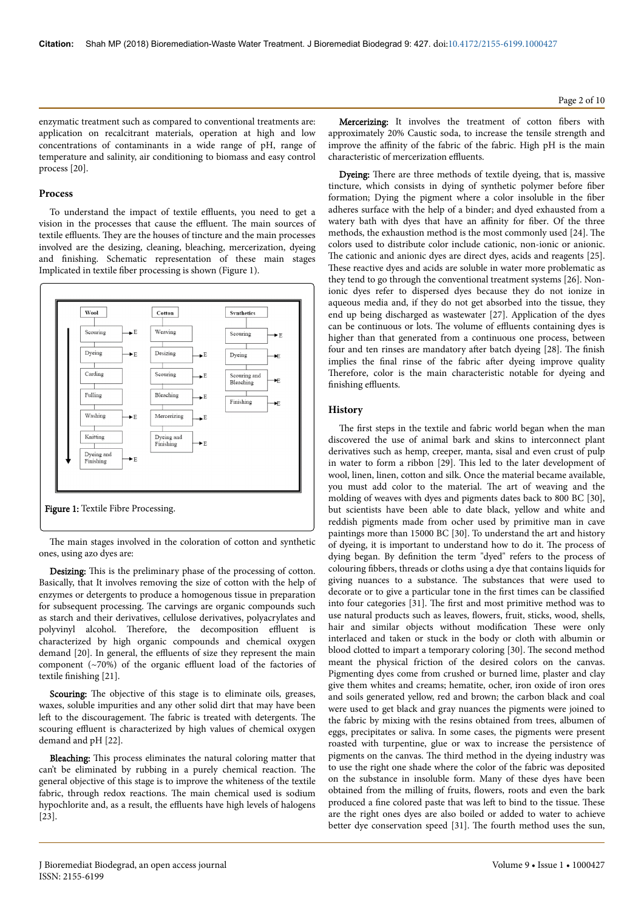enzymatic treatment such as compared to conventional treatments are: application on recalcitrant materials, operation at high and low concentrations of contaminants in a wide range of pH, range of temperature and salinity, air conditioning to biomass and easy control process [20].

## Process

To understand the impact of textile effluents, you need to get a vision in the processes that cause the effluent. The main sources of textile effluents. They are the houses of tincture and the main processes involved are the desizing, cleaning, bleaching, mercerization, dyeing and finishing. Schematic representation of these main stages Implicated in textile fiber processing is shown (Figure 1).

| Wool | | Cotton | | Synthetics | |
|---|---|---|---|---|---|
| Scouring | E | Weaving | | Scouring | E |
| Dyeing | E | Desizing | E | Dyeing | E |
| Carding | | Scouring | E | Scouring and Bleaching | E |
| Fulling | | Bleaching | E | Finishing | E |
| Washing | E | Mercerizing | E | | |
| Knitting | | Dyeing and Finishing | E | | |
| Dyeing and Finishing | E | | | | |

**Figure 1:** Textile Fibre Processing.

The main stages involved in the coloration of cotton and synthetic ones, using azo dyes are:

**Desizing:** This is the preliminary phase of the processing of cotton. Basically, that It involves removing the size of cotton with the help of enzymes or detergents to produce a homogenous tissue in preparation for subsequent processing. The carvings are organic compounds such as starch and their derivatives, cellulose derivatives, polyacrylates and polyvinyl alcohol. Therefore, the decomposition effluent is characterized by high organic compounds and chemical oxygen demand [20]. In general, the effluents of size they represent the main component (~70%) of the organic effluent load of the factories of textile finishing [21].

**Scouring:** The objective of this stage is to eliminate oils, greases, waxes, soluble impurities and any other solid dirt that may have been left to the discouragement. The fabric is treated with detergents. The scouring effluent is characterized by high values of chemical oxygen demand and pH [22].

**Bleaching:** This process eliminates the natural coloring matter that can't be eliminated by rubbing in a purely chemical reaction. The general objective of this stage is to improve the whiteness of the textile fabric, through redox reactions. The main chemical used is sodium hypochlorite and, as a result, the effluents have high levels of halogens [23].

**Mercerizing:** It involves the treatment of cotton fibers with approximately 20% Caustic soda, to increase the tensile strength and improve the affinity of the fabric of the fabric. High pH is the main characteristic of mercerization effluents.

**Dyeing:** There are three methods of textile dyeing, that is, massive tincture, which consists in dying of synthetic polymer before fiber formation; Dying the pigment where a color insoluble in the fiber adheres surface with the help of a binder; and dyed exhausted from a watery bath with dyes that have an affinity for fiber. Of the three methods, the exhaustion method is the most commonly used [24]. The colors used to distribute color include cationic, non-ionic or anionic. The cationic and anionic dyes are direct dyes, acids and reagents [25]. These reactive dyes and acids are soluble in water more problematic as they tend to go through the conventional treatment systems [26]. Non-ionic dyes refer to dispersed dyes because they do not ionize in aqueous media and, if they do not get absorbed into the tissue, they end up being discharged as wastewater [27]. Application of the dyes can be continuous or lots. The volume of effluents containing dyes is higher than that generated from a continuous one process, between four and ten rinses are mandatory after batch dyeing [28]. The finish implies the final rinse of the fabric after dyeing improve quality Therefore, color is the main characteristic notable for dyeing and finishing effluents.

## History

The first steps in the textile and fabric world began when the man discovered the use of animal bark and skins to interconnect plant derivatives such as hemp, creeper, manta, sisal and even crust of pulp in water to form a ribbon [29]. This led to the later development of wool, linen, linen, cotton and silk. Once the material became available, you must add color to the material. The art of weaving and the molding of weaves with dyes and pigments dates back to 800 BC [30], but scientists have been able to date black, yellow and white and reddish pigments made from ocher used by primitive man in cave paintings more than 15000 BC [30]. To understand the art and history of dyeing, it is important to understand how to do it. The process of dying began. By definition the term "dyed" refers to the process of colouring fibbers, threads or cloths using a dye that contains liquids for giving nuances to a substance. The substances that were used to decorate or to give a particular tone in the first times can be classified into four categories [31]. The first and most primitive method was to use natural products such as leaves, flowers, fruit, sticks, wood, shells, hair and similar objects without modification These were only interlaced and taken or stuck in the body or cloth with albumin or blood clotted to impart a temporary coloring [30]. The second method meant the physical friction of the desired colors on the canvas. Pigmenting dyes come from crushed or burned lime, plaster and clay give them whites and creams; hematite, ocher, iron oxide of iron ores and soils generated yellow, red and brown; the carbon black and coal were used to get black and gray nuances the pigments were joined to the fabric by mixing with the resins obtained from trees, albumen of eggs, precipitates or saliva. In some cases, the pigments were present roasted with turpentine, glue or wax to increase the persistence of pigments on the canvas. The third method in the dyeing industry was to use the right one shade where the color of the fabric was deposited on the substance in insoluble form. Many of these dyes have been obtained from the milling of fruits, flowers, roots and even the bark produced a fine colored paste that was left to bind to the tissue. These are the right ones dyes are also boiled or added to water to achieve better dye conservation speed [31]. The fourth method uses the sun,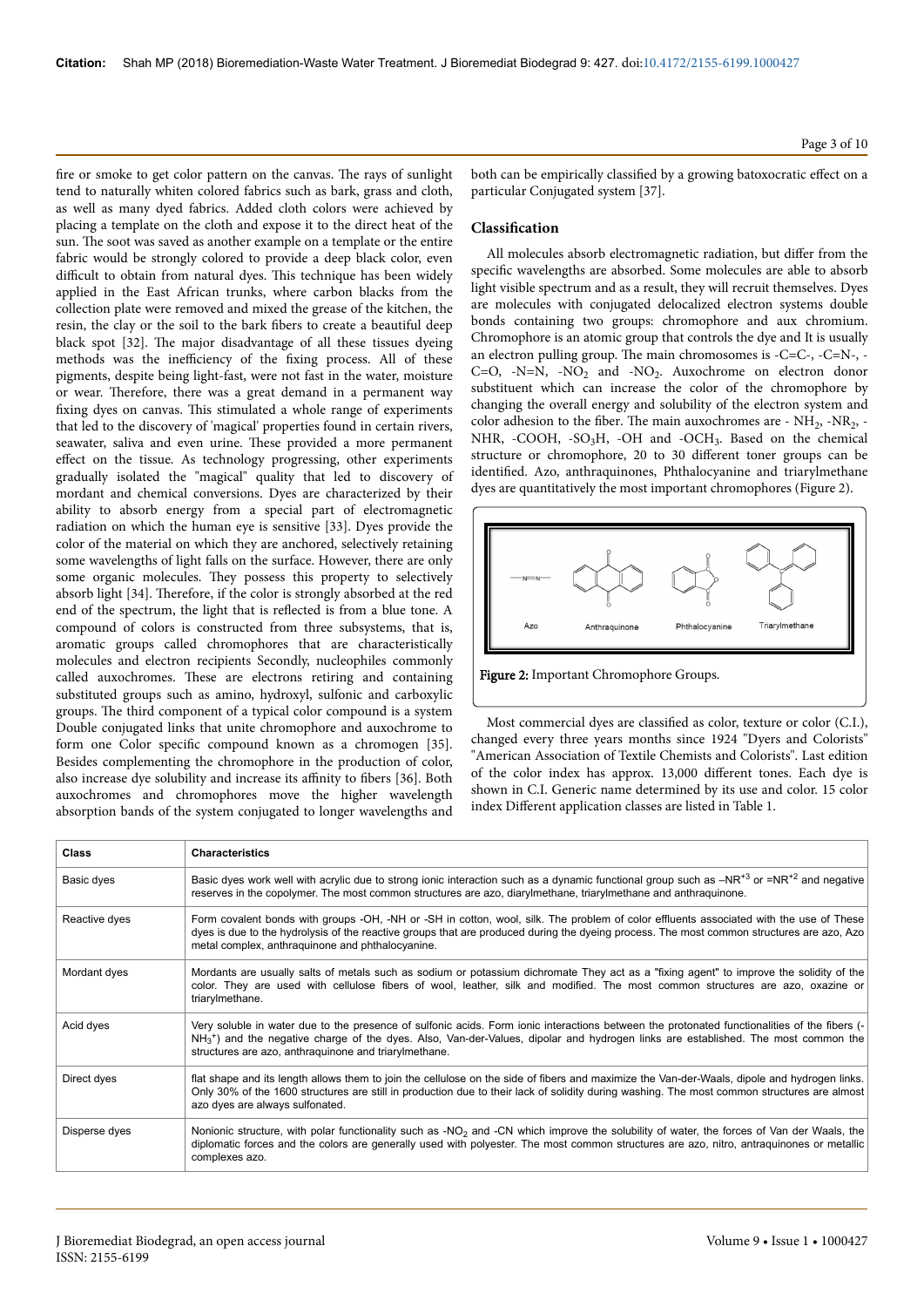fire or smoke to get color pattern on the canvas. The rays of sunlight tend to naturally whiten colored fabrics such as bark, grass and cloth, as well as many dyed fabrics. Added cloth colors were achieved by placing a template on the cloth and expose it to the direct heat of the sun. The soot was saved as another example on a template or the entire fabric would be strongly colored to provide a deep black color, even difficult to obtain from natural dyes. This technique has been widely applied in the East African trunks, where carbon blacks from the collection plate were removed and mixed the grease of the kitchen, the resin, the clay or the soil to the bark fibers to create a beautiful deep black spot [32]. The major disadvantage of all these tissues dyeing methods was the inefficiency of the fixing process. All of these pigments, despite being light-fast, were not fast in the water, moisture or wear. Therefore, there was a great demand in a permanent way fixing dyes on canvas. This stimulated a whole range of experiments that led to the discovery of 'magical' properties found in certain rivers, seawater, saliva and even urine. These provided a more permanent effect on the tissue. As technology progressing, other experiments gradually isolated the "magical" quality that led to discovery of mordant and chemical conversions. Dyes are characterized by their ability to absorb energy from a special part of electromagnetic radiation on which the human eye is sensitive [33]. Dyes provide the color of the material on which they are anchored, selectively retaining some wavelengths of light falls on the surface. However, there are only some organic molecules. They possess this property to selectively absorb light [34]. Therefore, if the color is strongly absorbed at the red end of the spectrum, the light that is reflected is from a blue tone. A compound of colors is constructed from three subsystems, that is, aromatic groups called chromophores that are characteristically molecules and electron recipients Secondly, nucleophiles commonly called auxochromes. These are electrons retiring and containing substituted groups such as amino, hydroxyl, sulfonic and carboxylic groups. The third component of a typical color compound is a system Double conjugated links that unite chromophore and auxochrome to form one Color specific compound known as a chromogen [35]. Besides complementing the chromophore in the production of color, also increase dye solubility and increase its affinity to fibers [36]. Both auxochromes and chromophores move the higher wavelength absorption bands of the system conjugated to longer wavelengths and both can be empirically classified by a growing batoxocratic effect on a particular Conjugated system [37].

## Classification

All molecules absorb electromagnetic radiation, but differ from the specific wavelengths are absorbed. Some molecules are able to absorb light visible spectrum and as a result, they will recruit themselves. Dyes are molecules with conjugated delocalized electron systems double bonds containing two groups: chromophore and aux chromium. Chromophore is an atomic group that controls the dye and It is usually an electron pulling group. The main chromosomes is -C=C-, -C=N-, -C=O, -N=N, $-NO_2$ and $-NO_2$. Auxochrome on electron donor substituent which can increase the color of the chromophore by changing the overall energy and solubility of the electron system and color adhesion to the fiber. The main auxochromes are - $NH_2$, $-NR_2$, -NHR, -COOH, $-SO_3H$, -OH and $-OCH_3$. Based on the chemical structure or chromophore, 20 to 30 different toner groups can be identified. Azo, anthraquinones, Phthalocyanine and triarylmethane dyes are quantitatively the most important chromophores (Figure 2).

Azo | Anthraquinone | Phthalocyanine | Triarylmethane

**Figure 2:** Important Chromophore Groups.

Most commercial dyes are classified as color, texture or color (C.I.), changed every three years months since 1924 "Dyers and Colorists" "American Association of Textile Chemists and Colorists". Last edition of the color index has approx. 13,000 different tones. Each dye is shown in C.I. Generic name determined by its use and color. 15 color index Different application classes are listed in Table 1.

| Class | Characteristics |
|---|---|
| Basic dyes | Basic dyes work well with acrylic due to strong ionic interaction such as a dynamic functional group such as $-NR^{+3}$ or $=NR^{+2}$ and negative reserves in the copolymer. The most common structures are azo, diarylmethane, triarylmethane and anthraquinone. |
| Reactive dyes | Form covalent bonds with groups -OH, -NH or -SH in cotton, wool, silk. The problem of color effluents associated with the use of These dyes is due to the hydrolysis of the reactive groups that are produced during the dyeing process. The most common structures are azo, Azo metal complex, anthraquinone and phthalocyanine. |
| Mordant dyes | Mordants are usually salts of metals such as sodium or potassium dichromate They act as a "fixing agent" to improve the solidity of the color. They are used with cellulose fibers of wool, leather, silk and modified. The most common structures are azo, oxazine or triarylmethane. |
| Acid dyes | Very soluble in water due to the presence of sulfonic acids. Form ionic interactions between the protonated functionalities of the fibers ($-NH_3^+$) and the negative charge of the dyes. Also, Van-der-Values, dipolar and hydrogen links are established. The most common the structures are azo, anthraquinone and triarylmethane. |
| Direct dyes | flat shape and its length allows them to join the cellulose on the side of fibers and maximize the Van-der-Waals, dipole and hydrogen links. Only 30% of the 1600 structures are still in production due to their lack of solidity during washing. The most common structures are almost azo dyes are always sulfonated. |
| Disperse dyes | Nonionic structure, with polar functionality such as $-NO_2$ and -CN which improve the solubility of water, the forces of Van der Waals, the diplomatic forces and the colors are generally used with polyester. The most common structures are azo, nitro, antraquinones or metallic complexes azo. |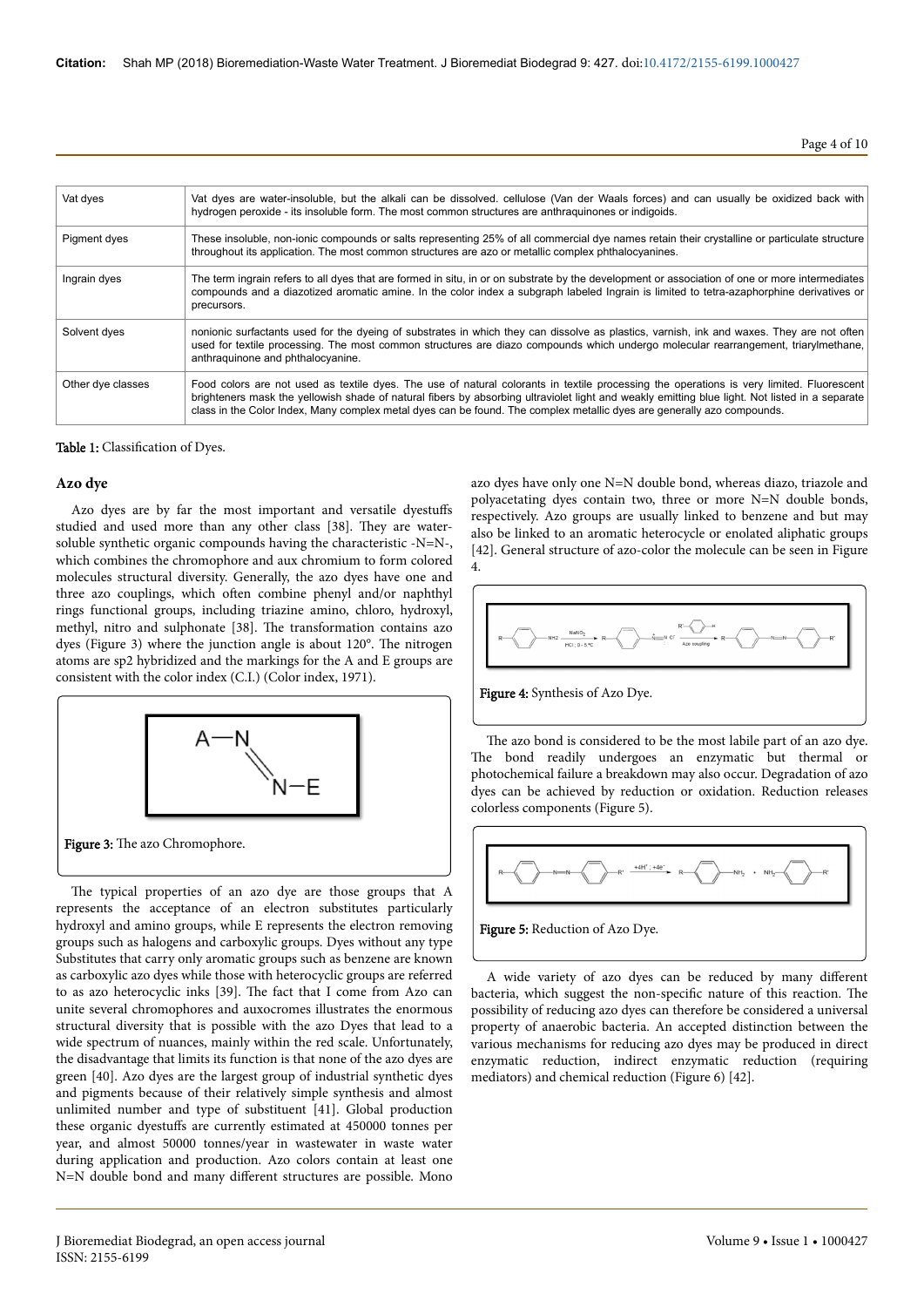| Vat dyes | Vat dyes are water-insoluble, but the alkali can be dissolved. cellulose (Van der Waals forces) and can usually be oxidized back with hydrogen peroxide - its insoluble form. The most common structures are anthraquinones or indigoids. |
|---|---|
| Pigment dyes | These insoluble, non-ionic compounds or salts representing 25% of all commercial dye names retain their crystalline or particulate structure throughout its application. The most common structures are azo or metallic complex phthalocyanines. |
| Ingrain dyes | The term ingrain refers to all dyes that are formed in situ, in or on substrate by the development or association of one or more intermediates compounds and a diazotized aromatic amine. In the color index a subgraph labeled Ingrain is limited to tetra-azaphorphine derivatives or precursors. |
| Solvent dyes | nonionic surfactants used for the dyeing of substrates in which they can dissolve as plastics, varnish, ink and waxes. They are not often used for textile processing. The most common structures are diazo compounds which undergo molecular rearrangement, triarylmethane, anthraquinone and phthalocyanine. |
| Other dye classes | Food colors are not used as textile dyes. The use of natural colorants in textile processing the operations is very limited. Fluorescent brighteners mask the yellowish shade of natural fibers by absorbing ultraviolet light and weakly emitting blue light. Not listed in a separate class in the Color Index, Many complex metal dyes can be found. The complex metallic dyes are generally azo compounds. |

**Table 1:** Classification of Dyes.

## Azo dye

Azo dyes are by far the most important and versatile dyestuffs studied and used more than any other class [38]. They are water-soluble synthetic organic compounds having the characteristic -N=N-, which combines the chromophore and aux chromium to form colored molecules structural diversity. Generally, the azo dyes have one and three azo couplings, which often combine phenyl and/or naphthyl rings functional groups, including triazine amino, chloro, hydroxyl, methyl, nitro and sulphonate [38]. The transformation contains azo dyes (Figure 3) where the junction angle is about 120°. The nitrogen atoms are sp2 hybridized and the markings for the A and E groups are consistent with the color index (C.I.) (Color index, 1971).

**Figure 3:** The azo Chromophore.

The typical properties of an azo dye are those groups that A represents the acceptance of an electron substitutes particularly hydroxyl and amino groups, while E represents the electron removing groups such as halogens and carboxylic groups. Dyes without any type Substitutes that carry only aromatic groups such as benzene are known as carboxylic azo dyes while those with heterocyclic groups are referred to as azo heterocyclic inks [39]. The fact that I come from Azo can unite several chromophores and auxochromes illustrates the enormous structural diversity that is possible with the azo Dyes that lead to a wide spectrum of nuances, mainly within the red scale. Unfortunately, the disadvantage that limits its function is that none of the azo dyes are green [40]. Azo dyes are the largest group of industrial synthetic dyes and pigments because of their relatively simple synthesis and almost unlimited number and type of substituent [41]. Global production these organic dyestuffs are currently estimated at 450000 tonnes per year, and almost 50000 tonnes/year in wastewater in waste water during application and production. Azo colors contain at least one N=N double bond and many different structures are possible. Mono azo dyes have only one N=N double bond, whereas diazo, triazole and polyacetating dyes contain two, three or more N=N double bonds, respectively. Azo groups are usually linked to benzene and but may also be linked to an aromatic heterocycle or enolated aliphatic groups [42]. General structure of azo-color the molecule can be seen in Figure 4.

**Figure 4:** Synthesis of Azo Dye.

The azo bond is considered to be the most labile part of an azo dye. The bond readily undergoes an enzymatic but thermal or photochemical failure a breakdown may also occur. Degradation of azo dyes can be achieved by reduction or oxidation. Reduction releases colorless components (Figure 5).

**Figure 5:** Reduction of Azo Dye.

A wide variety of azo dyes can be reduced by many different bacteria, which suggest the non-specific nature of this reaction. The possibility of reducing azo dyes can therefore be considered a universal property of anaerobic bacteria. An accepted distinction between the various mechanisms for reducing azo dyes may be produced in direct enzymatic reduction, indirect enzymatic reduction (requiring mediators) and chemical reduction (Figure 6) [42].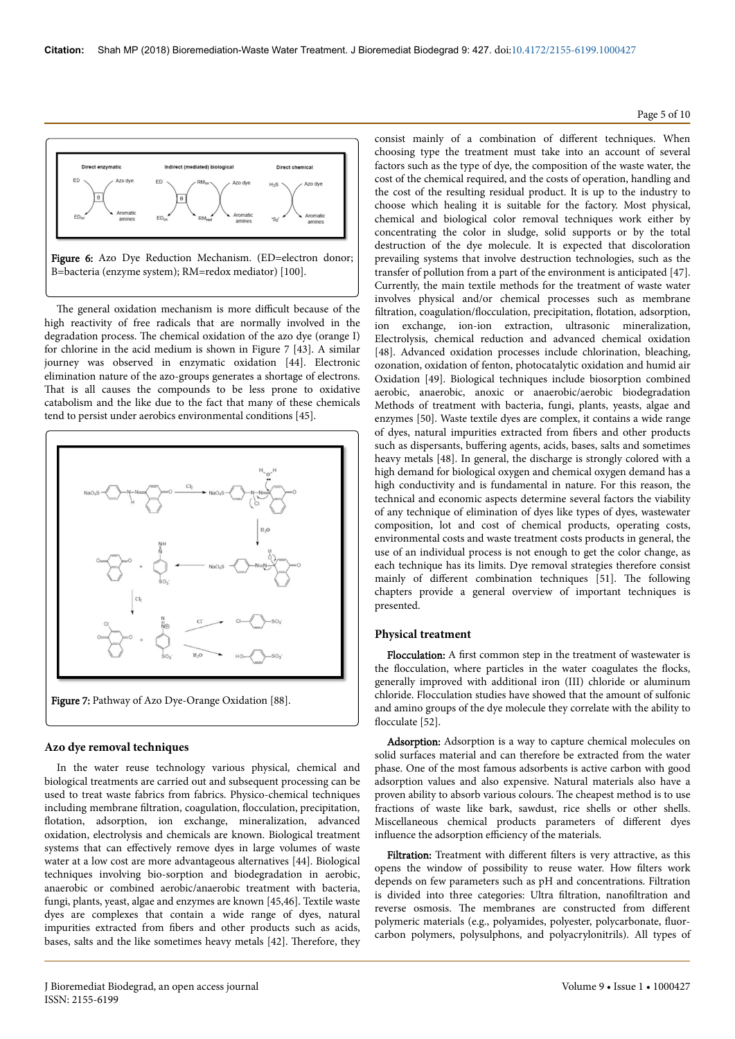Figure 6: Azo Dye Reduction Mechanism. (ED=electron donor; B=bacteria (enzyme system); RM=redox mediator) [100].

The general oxidation mechanism is more difficult because of the high reactivity of free radicals that are normally involved in the degradation process. The chemical oxidation of the azo dye (orange I) for chlorine in the acid medium is shown in Figure 7 [43]. A similar journey was observed in enzymatic oxidation [44]. Electronic elimination nature of the azo-groups generates a shortage of electrons. That is all causes the compounds to be less prone to oxidative catabolism and the like due to the fact that many of these chemicals tend to persist under aerobics environmental conditions [45].

Figure 7: Pathway of Azo Dye-Orange Oxidation [88].

## Azo dye removal techniques

In the water reuse technology various physical, chemical and biological treatments are carried out and subsequent processing can be used to treat waste fabrics from fabrics. Physico-chemical techniques including membrane filtration, coagulation, flocculation, precipitation, flotation, adsorption, ion exchange, mineralization, advanced oxidation, electrolysis and chemicals are known. Biological treatment systems that can effectively remove dyes in large volumes of waste water at a low cost are more advantageous alternatives [44]. Biological techniques involving bio-sorption and biodegradation in aerobic, anaerobic or combined aerobic/anaerobic treatment with bacteria, fungi, plants, yeast, algae and enzymes are known [45,46]. Textile waste dyes are complexes that contain a wide range of dyes, natural impurities extracted from fibers and other products such as acids, bases, salts and the like sometimes heavy metals [42]. Therefore, they consist mainly of a combination of different techniques. When choosing type the treatment must take into an account of several factors such as the type of dye, the composition of the waste water, the cost of the chemical required, and the costs of operation, handling and the cost of the resulting residual product. It is up to the industry to choose which healing it is suitable for the factory. Most physical, chemical and biological color removal techniques work either by concentrating the color in sludge, solid supports or by the total destruction of the dye molecule. It is expected that discoloration prevailing systems that involve destruction technologies, such as the transfer of pollution from a part of the environment is anticipated [47]. Currently, the main textile methods for the treatment of waste water involves physical and/or chemical processes such as membrane filtration, coagulation/flocculation, precipitation, flotation, adsorption, ion exchange, ion-ion extraction, ultrasonic mineralization, Electrolysis, chemical reduction and advanced chemical oxidation [48]. Advanced oxidation processes include chlorination, bleaching, ozonation, oxidation of fenton, photocatalytic oxidation and humid air Oxidation [49]. Biological techniques include biosorption combined aerobic, anaerobic, anoxic or anaerobic/aerobic biodegradation Methods of treatment with bacteria, fungi, plants, yeasts, algae and enzymes [50]. Waste textile dyes are complex, it contains a wide range of dyes, natural impurities extracted from fibers and other products such as dispersants, buffering agents, acids, bases, salts and sometimes heavy metals [48]. In general, the discharge is strongly colored with a high demand for biological oxygen and chemical oxygen demand has a high conductivity and is fundamental in nature. For this reason, the technical and economic aspects determine several factors the viability of any technique of elimination of dyes like types of dyes, wastewater composition, lot and cost of chemical products, operating costs, environmental costs and waste treatment costs products in general, the use of an individual process is not enough to get the color change, as each technique has its limits. Dye removal strategies therefore consist mainly of different combination techniques [51]. The following chapters provide a general overview of important techniques is presented.

## Physical treatment

**Flocculation:** A first common step in the treatment of wastewater is the flocculation, where particles in the water coagulates the flocks, generally improved with additional iron (III) chloride or aluminum chloride. Flocculation studies have showed that the amount of sulfonic and amino groups of the dye molecule they correlate with the ability to flocculate [52].

**Adsorption:** Adsorption is a way to capture chemical molecules on solid surfaces material and can therefore be extracted from the water phase. One of the most famous adsorbents is active carbon with good adsorption values and also expensive. Natural materials also have a proven ability to absorb various colours. The cheapest method is to use fractions of waste like bark, sawdust, rice shells or other shells. Miscellaneous chemical products parameters of different dyes influence the adsorption efficiency of the materials.

**Filtration:** Treatment with different filters is very attractive, as this opens the window of possibility to reuse water. How filters work depends on few parameters such as pH and concentrations. Filtration is divided into three categories: Ultra filtration, nanofiltration and reverse osmosis. The membranes are constructed from different polymeric materials (e.g., polyamides, polyester, polycarbonate, fluor-carbon polymers, polysulphons, and polyacrylonitrils). All types of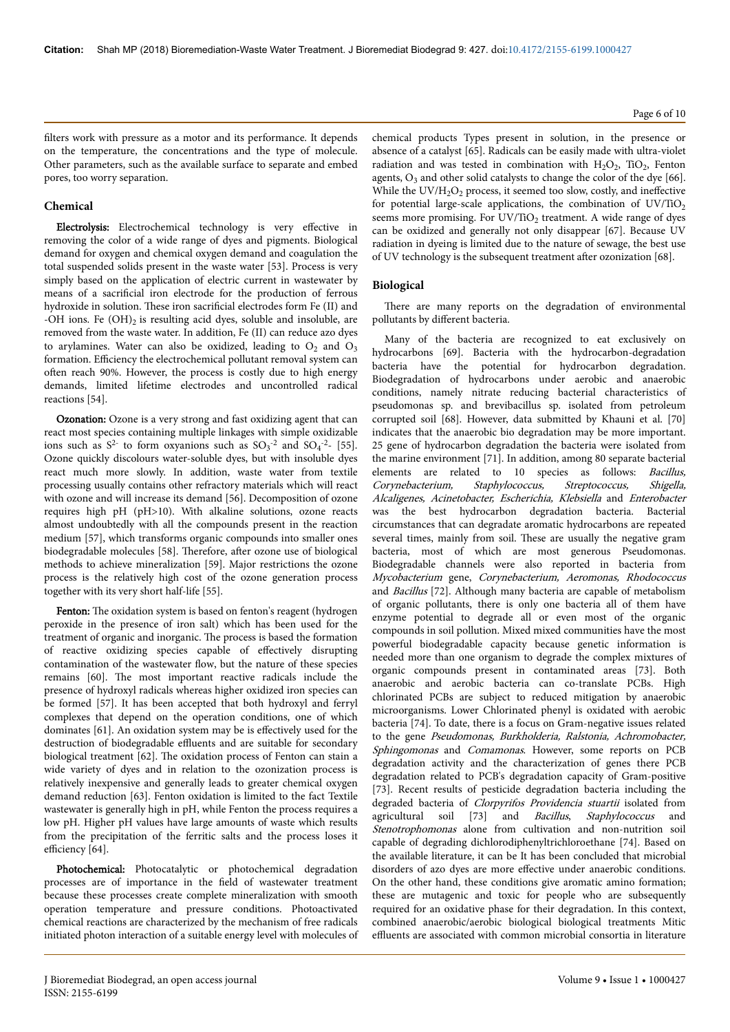filters work with pressure as a motor and its performance. It depends on the temperature, the concentrations and the type of molecule. Other parameters, such as the available surface to separate and embed pores, too worry separation.

## Chemical

**Electrolysis:** Electrochemical technology is very effective in removing the color of a wide range of dyes and pigments. Biological demand for oxygen and chemical oxygen demand and coagulation the total suspended solids present in the waste water [53]. Process is very simply based on the application of electric current in wastewater by means of a sacrificial iron electrode for the production of ferrous hydroxide in solution. These iron sacrificial electrodes form Fe (II) and -OH ions. Fe $(OH)_2$ is resulting acid dyes, soluble and insoluble, are removed from the waste water. In addition, Fe (II) can reduce azo dyes to arylamines. Water can also be oxidized, leading to $O_2$ and $O_3$ formation. Efficiency the electrochemical pollutant removal system can often reach 90%. However, the process is costly due to high energy demands, limited lifetime electrodes and uncontrolled radical reactions [54].

**Ozonation:** Ozone is a very strong and fast oxidizing agent that can react most species containing multiple linkages with simple oxidizable ions such as $S^{2-}$ to form oxyanions such as $SO_3^{-2}$ and $SO_4^{-2}$- [55]. Ozone quickly discolours water-soluble dyes, but with insoluble dyes react much more slowly. In addition, waste water from textile processing usually contains other refractory materials which will react with ozone and will increase its demand [56]. Decomposition of ozone requires high pH (pH>10). With alkaline solutions, ozone reacts almost undoubtedly with all the compounds present in the reaction medium [57], which transforms organic compounds into smaller ones biodegradable molecules [58]. Therefore, after ozone use of biological methods to achieve mineralization [59]. Major restrictions the ozone process is the relatively high cost of the ozone generation process together with its very short half-life [55].

**Fenton:** The oxidation system is based on fenton's reagent (hydrogen peroxide in the presence of iron salt) which has been used for the treatment of organic and inorganic. The process is based the formation of reactive oxidizing species capable of effectively disrupting contamination of the wastewater flow, but the nature of these species remains [60]. The most important reactive radicals include the presence of hydroxyl radicals whereas higher oxidized iron species can be formed [57]. It has been accepted that both hydroxyl and ferryl complexes that depend on the operation conditions, one of which dominates [61]. An oxidation system may be is effectively used for the destruction of biodegradable effluents and are suitable for secondary biological treatment [62]. The oxidation process of Fenton can stain a wide variety of dyes and in relation to the ozonization process is relatively inexpensive and generally leads to greater chemical oxygen demand reduction [63]. Fenton oxidation is limited to the fact Textile wastewater is generally high in pH, while Fenton the process requires a low pH. Higher pH values have large amounts of waste which results from the precipitation of the ferritic salts and the process loses it efficiency [64].

**Photochemical:** Photocatalytic or photochemical degradation processes are of importance in the field of wastewater treatment because these processes create complete mineralization with smooth operation temperature and pressure conditions. Photoactivated chemical reactions are characterized by the mechanism of free radicals initiated photon interaction of a suitable energy level with molecules of chemical products Types present in solution, in the presence or absence of a catalyst [65]. Radicals can be easily made with ultra-violet radiation and was tested in combination with $H_2O_2$, $TiO_2$, Fenton agents, $O_3$ and other solid catalysts to change the color of the dye [66]. While the $UV/H_2O_2$ process, it seemed too slow, costly, and ineffective for potential large-scale applications, the combination of $UV/TiO_2$ seems more promising. For $UV/TiO_2$ treatment. A wide range of dyes can be oxidized and generally not only disappear [67]. Because UV radiation in dyeing is limited due to the nature of sewage, the best use of UV technology is the subsequent treatment after ozonization [68].

## Biological

There are many reports on the degradation of environmental pollutants by different bacteria.

Many of the bacteria are recognized to eat exclusively on hydrocarbons [69]. Bacteria with the hydrocarbon-degradation bacteria have the potential for hydrocarbon degradation. Biodegradation of hydrocarbons under aerobic and anaerobic conditions, namely nitrate reducing bacterial characteristics of pseudomonas sp. and brevibacillus sp. isolated from petroleum corrupted soil [68]. However, data submitted by Khauni et al. [70] indicates that the anaerobic bio degradation may be more important. 25 gene of hydrocarbon degradation the bacteria were isolated from the marine environment [71]. In addition, among 80 separate bacterial elements are related to 10 species as follows: *Bacillus, Corynebacterium, Staphylococcus, Streptococcus, Shigella, Alcaligenes, Acinetobacter, Escherichia, Klebsiella* and *Enterobacter* was the best hydrocarbon degradation bacteria. Bacterial circumstances that can degrade aromatic hydrocarbons are repeated several times, mainly from soil. These are usually the negative gram bacteria, most of which are most generous Pseudomonas. Biodegradable channels were also reported in bacteria from *Mycobacterium* gene, *Corynebacterium, Aeromonas, Rhodococcus* and *Bacillus* [72]. Although many bacteria are capable of metabolism of organic pollutants, there is only one bacteria all of them have enzyme potential to degrade all or even most of the organic compounds in soil pollution. Mixed mixed communities have the most powerful biodegradable capacity because genetic information is needed more than one organism to degrade the complex mixtures of organic compounds present in contaminated areas [73]. Both anaerobic and aerobic bacteria can co-translate PCBs. High chlorinated PCBs are subject to reduced mitigation by anaerobic microorganisms. Lower Chlorinated phenyl is oxidated with aerobic bacteria [74]. To date, there is a focus on Gram-negative issues related to the gene *Pseudomonas, Burkholderia, Ralstonia, Achromobacter, Sphingomonas* and *Comamonas*. However, some reports on PCB degradation activity and the characterization of genes there PCB degradation related to PCB's degradation capacity of Gram-positive [73]. Recent results of pesticide degradation bacteria including the degraded bacteria of *Clorpyrifos Providencia stuartii* isolated from agricultural soil [73] and *Bacillus*, *Staphylococcus* and *Stenotrophomonas* alone from cultivation and non-nutrition soil capable of degrading dichlorodiphenyltrichloroethane [74]. Based on the available literature, it can be It has been concluded that microbial disorders of azo dyes are more effective under anaerobic conditions. On the other hand, these conditions give aromatic amino formation; these are mutagenic and toxic for people who are subsequently required for an oxidative phase for their degradation. In this context, combined anaerobic/aerobic biological biological treatments Mitic effluents are associated with common microbial consortia in literature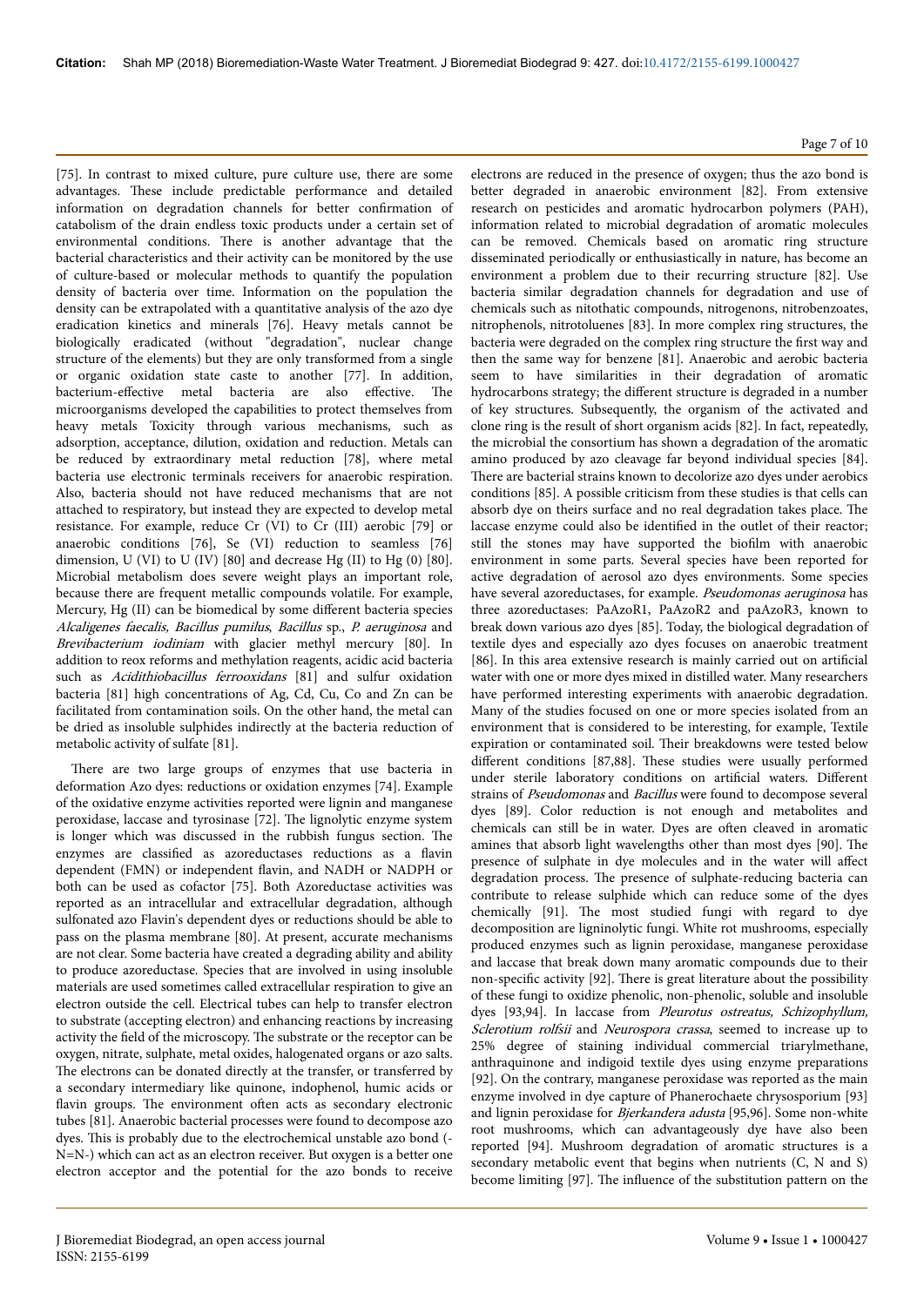[75]. In contrast to mixed culture, pure culture use, there are some advantages. These include predictable performance and detailed information on degradation channels for better confirmation of catabolism of the drain endless toxic products under a certain set of environmental conditions. There is another advantage that the bacterial characteristics and their activity can be monitored by the use of culture-based or molecular methods to quantify the population density of bacteria over time. Information on the population the density can be extrapolated with a quantitative analysis of the azo dye eradication kinetics and minerals [76]. Heavy metals cannot be biologically eradicated (without "degradation", nuclear change structure of the elements) but they are only transformed from a single or organic oxidation state caste to another [77]. In addition, bacterium-effective metal bacteria are also effective. The microorganisms developed the capabilities to protect themselves from heavy metals Toxicity through various mechanisms, such as adsorption, acceptance, dilution, oxidation and reduction. Metals can be reduced by extraordinary metal reduction [78], where metal bacteria use electronic terminals receivers for anaerobic respiration. Also, bacteria should not have reduced mechanisms that are not attached to respiratory, but instead they are expected to develop metal resistance. For example, reduce Cr (VI) to Cr (III) aerobic [79] or anaerobic conditions [76], Se (VI) reduction to seamless [76] dimension, U (VI) to U (IV) [80] and decrease Hg (II) to Hg (0) [80]. Microbial metabolism does severe weight plays an important role, because there are frequent metallic compounds volatile. For example, Mercury, Hg (II) can be biomedical by some different bacteria species *Alcaligenes faecalis, Bacillus pumilus*, *Bacillus* sp., *P. aeruginosa* and *Brevibacterium iodiniam* with glacier methyl mercury [80]. In addition to reox reforms and methylation reagents, acidic acid bacteria such as *Acidithiobacillus ferrooxidans* [81] and sulfur oxidation bacteria [81] high concentrations of Ag, Cd, Cu, Co and Zn can be facilitated from contamination soils. On the other hand, the metal can be dried as insoluble sulphides indirectly at the bacteria reduction of metabolic activity of sulfate [81].

There are two large groups of enzymes that use bacteria in deformation Azo dyes: reductions or oxidation enzymes [74]. Example of the oxidative enzyme activities reported were lignin and manganese peroxidase, laccase and tyrosinase [72]. The lignolytic enzyme system is longer which was discussed in the rubbish fungus section. The enzymes are classified as azoreductases reductions as a flavin dependent (FMN) or independent flavin, and NADH or NADPH or both can be used as cofactor [75]. Both Azoreductase activities was reported as an intracellular and extracellular degradation, although sulfonated azo Flavin's dependent dyes or reductions should be able to pass on the plasma membrane [80]. At present, accurate mechanisms are not clear. Some bacteria have created a degrading ability and ability to produce azoreductase. Species that are involved in using insoluble materials are used sometimes called extracellular respiration to give an electron outside the cell. Electrical tubes can help to transfer electron to substrate (accepting electron) and enhancing reactions by increasing activity the field of the microscopy. The substrate or the receptor can be oxygen, nitrate, sulphate, metal oxides, halogenated organs or azo salts. The electrons can be donated directly at the transfer, or transferred by a secondary intermediary like quinone, indophenol, humic acids or flavin groups. The environment often acts as secondary electronic tubes [81]. Anaerobic bacterial processes were found to decompose azo dyes. This is probably due to the electrochemical unstable azo bond (-N=N-) which can act as an electron receiver. But oxygen is a better one electron acceptor and the potential for the azo bonds to receive electrons are reduced in the presence of oxygen; thus the azo bond is better degraded in anaerobic environment [82]. From extensive research on pesticides and aromatic hydrocarbon polymers (PAH), information related to microbial degradation of aromatic molecules can be removed. Chemicals based on aromatic ring structure disseminated periodically or enthusiastically in nature, has become an environment a problem due to their recurring structure [82]. Use bacteria similar degradation channels for degradation and use of chemicals such as nitothatic compounds, nitrogenons, nitrobenzoates, nitrophenols, nitrotoluenes [83]. In more complex ring structures, the bacteria were degraded on the complex ring structure the first way and then the same way for benzene [81]. Anaerobic and aerobic bacteria seem to have similarities in their degradation of aromatic hydrocarbons strategy; the different structure is degraded in a number of key structures. Subsequently, the organism of the activated and clone ring is the result of short organism acids [82]. In fact, repeatedly, the microbial the consortium has shown a degradation of the aromatic amino produced by azo cleavage far beyond individual species [84]. There are bacterial strains known to decolorize azo dyes under aerobics conditions [85]. A possible criticism from these studies is that cells can absorb dye on theirs surface and no real degradation takes place. The laccase enzyme could also be identified in the outlet of their reactor; still the stones may have supported the biofilm with anaerobic environment in some parts. Several species have been reported for active degradation of aerosol azo dyes environments. Some species have several azoreductases, for example. *Pseudomonas aeruginosa* has three azoreductases: PaAzoR1, PaAzoR2 and paAzoR3, known to break down various azo dyes [85]. Today, the biological degradation of textile dyes and especially azo dyes focuses on anaerobic treatment [86]. In this area extensive research is mainly carried out on artificial water with one or more dyes mixed in distilled water. Many researchers have performed interesting experiments with anaerobic degradation. Many of the studies focused on one or more species isolated from an environment that is considered to be interesting, for example, Textile expiration or contaminated soil. Their breakdowns were tested below different conditions [87,88]. These studies were usually performed under sterile laboratory conditions on artificial waters. Different strains of *Pseudomonas* and *Bacillus* were found to decompose several dyes [89]. Color reduction is not enough and metabolites and chemicals can still be in water. Dyes are often cleaved in aromatic amines that absorb light wavelengths other than most dyes [90]. The presence of sulphate in dye molecules and in the water will affect degradation process. The presence of sulphate-reducing bacteria can contribute to release sulphide which can reduce some of the dyes chemically [91]. The most studied fungi with regard to dye decomposition are ligninolytic fungi. White rot mushrooms, especially produced enzymes such as lignin peroxidase, manganese peroxidase and laccase that break down many aromatic compounds due to their non-specific activity [92]. There is great literature about the possibility of these fungi to oxidize phenolic, non-phenolic, soluble and insoluble dyes [93,94]. In laccase from *Pleurotus ostreatus, Schizophyllum, Sclerotium rolfsii* and *Neurospora crassa*, seemed to increase up to 25% degree of staining individual commercial triarylmethane, anthraquinone and indigoid textile dyes using enzyme preparations [92]. On the contrary, manganese peroxidase was reported as the main enzyme involved in dye capture of Phanerochaete chrysosporium [93] and lignin peroxidase for *Bjerkandera adusta* [95,96]. Some non-white root mushrooms, which can advantageously dye have also been reported [94]. Mushroom degradation of aromatic structures is a secondary metabolic event that begins when nutrients (C, N and S) become limiting [97]. The influence of the substitution pattern on the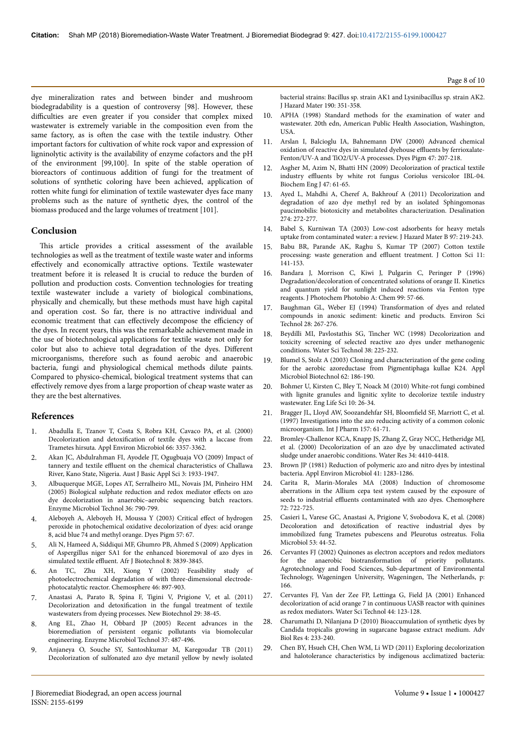dye mineralization rates and between binder and mushroom biodegradability is a question of controversy [98]. However, these difficulties are even greater if you consider that complex mixed wastewater is extremely variable in the composition even from the same factory, as is often the case with the textile industry. Other important factors for cultivation of white rock vapor and expression of ligninolytic activity is the availability of enzyme cofactors and the pH of the environment [99,100]. In spite of the stable operation of bioreactors of continuous addition of fungi for the treatment of solutions of synthetic coloring have been achieved, application of rotten white fungi for elimination of textile wastewater dyes face many problems such as the nature of synthetic dyes, the control of the biomass produced and the large volumes of treatment [101].

## Conclusion

This article provides a critical assessment of the available technologies as well as the treatment of textile waste water and informs effectively and economically attractive options. Textile wastewater treatment before it is released It is crucial to reduce the burden of pollution and production costs. Convention technologies for treating textile wastewater include a variety of biological combinations, physically and chemically, but these methods must have high capital and operation cost. So far, there is no attractive individual and economic treatment that can effectively decompose the efficiency of the dyes. In recent years, this was the remarkable achievement made in the use of biotechnological applications for textile waste not only for color but also to achieve total degradation of the dyes. Different microorganisms, therefore such as found aerobic and anaerobic bacteria, fungi and physiological chemical methods dilute paints. Compared to physico-chemical, biological treatment systems that can effectively remove dyes from a large proportion of cheap waste water as they are the best alternatives.

## References

1. Abadulla E, Tzanov T, Costa S, Robra KH, Cavaco PA, et al. (2000) Decolorization and detoxification of textile dyes with a laccase from Trametes hirsuta. Appl Environ Microbiol 66: 3357-3362.
2. Akan JC, Abdulrahman FI, Ayodele JT, Ogugbuaja VO (2009) Impact of tannery and textile effluent on the chemical characteristics of Challawa River, Kano State, Nigeria. Aust J Basic Appl Sci 3: 1933-1947.
3. Albuquerque MGE, Lopes AT, Serralheiro ML, Novais JM, Pinheiro HM (2005) Biological sulphate reduction and redox mediator effects on azo dye decolorization in anaerobic–aerobic sequencing batch reactors. Enzyme Microbiol Technol 36: 790-799.
4. Aleboyeh A, Aleboyeh H, Moussa Y (2003) Critical effect of hydrogen peroxide in photochemical oxidative decolorization of dyes: acid orange 8, acid blue 74 and methyl orange. Dyes Pigm 57: 67.
5. Ali N, Hameed A, Siddiqui MF, Ghumro PB, Ahmed S (2009) Application of Aspergillus niger SA1 for the enhanced bioremoval of azo dyes in simulated textile effluent. Afr J Biotechnol 8: 3839-3845.
6. An TC, Zhu XH, Xiong Y (2002) Feasibility study of photoelectrochemical degradation of with three-dimensional electrode-photocatalytic reactor. Chemosphere 46: 897-903.
7. Anastasi A, Parato B, Spina F, Tigini V, Prigione V, et al. (2011) Decolorization and detoxification in the fungal treatment of textile wastewaters from dyeing processes. New Biotechnol 29: 38-45.
8. Ang EL, Zhao H, Obbard JP (2005) Recent advances in the bioremediation of persistent organic pollutants via biomolecular engineering. Enzyme Microbiol Technol 37: 487-496.
9. Anjaneya O, Souche SY, Santoshkumar M, Karegoudar TB (2011) Decolorization of sulfonated azo dye metanil yellow by newly isolated bacterial strains: Bacillus sp. strain AK1 and Lysinibacillus sp. strain AK2. J Hazard Mater 190: 351-358.
10. APHA (1998) Standard methods for the examination of water and wastewater. 20th edn, American Public Health Association, Washington, USA.
11. Arslan I, Balcioglu IA, Bahnemann DW (2000) Advanced chemical oxidation of reactive dyes in simulated dyehouse effluents by ferrioxalate-Fenton/UV-A and TiO2/UV-A processes. Dyes Pigm 47: 207-218.
12. Asgher M, Azim N, Bhatti HN (2009) Decolorization of practical textile industry effluents by white rot fungus Coriolus versicolor IBL-04. Biochem Eng J 47: 61-65.
13. Ayed L, Mahdhi A, Cheref A, Bakhrouf A (2011) Decolorization and degradation of azo dye methyl red by an isolated Sphingomonas paucimobilis: biotoxicity and metabolites characterization. Desalination 274: 272-277.
14. Babel S, Kurniwan TA (2003) Low-cost adsorbents for heavy metals uptake from contaminated water: a review. J Hazard Mater B 97: 219-243.
15. Babu BR, Parande AK, Raghu S, Kumar TP (2007) Cotton textile processing: waste generation and effluent treatment. J Cotton Sci 11: 141-153.
16. Bandara J, Morrison C, Kiwi J, Pulgarin C, Peringer P (1996) Degradation/decoloration of concentrated solutions of orange II. Kinetics and quantum yield for sunlight induced reactions via Fenton type reagents. J Photochem Photobio A: Chem 99: 57-66.
17. Baughman GL, Weber EJ (1994) Transformation of dyes and related compounds in anoxic sediment: kinetic and products. Environ Sci Technol 28: 267-276.
18. Beydilli MI, Pavlostathis SG, Tincher WC (1998) Decolorization and toxicity screening of selected reactive azo dyes under methanogenic conditions. Water Sci Technol 38: 225-232.
19. Blumel S, Stolz A (2003) Cloning and characterization of the gene coding for the aerobic azoreductase from Pigmentiphaga kullae K24. Appl Microbiol Biotechnol 62: 186-190.
20. Bohmer U, Kirsten C, Bley T, Noack M (2010) White-rot fungi combined with lignite granules and lignitic xylite to decolorize textile industry wastewater. Eng Life Sci 10: 26-34.
21. Bragger JL, Lloyd AW, Soozandehfar SH, Bloomfield SF, Marriott C, et al. (1997) Investigations into the azo reducing activity of a common colonic microorganism. Int J Pharm 157: 61-71.
22. Bromley-Challenor KCA, Knapp JS, Zhang Z, Gray NCC, Hetheridge MJ, et al. (2000) Decolorization of an azo dye by unacclimated activated sludge under anaerobic conditions. Water Res 34: 4410-4418.
23. Brown JP (1981) Reduction of polymeric azo and nitro dyes by intestinal bacteria. Appl Environ Microbiol 41: 1283-1286.
24. Carita R, Marin-Morales MA (2008) Induction of chromosome aberrations in the Allium cepa test system caused by the exposure of seeds to industrial effluents contaminated with azo dyes. Chemosphere 72: 722-725.
25. Casieri L, Varese GC, Anastasi A, Prigione V, Svobodova K, et al. (2008) Decoloration and detoxification of reactive industrial dyes by immobilized fung Trametes pubescens and Pleurotus ostreatus. Folia Microbiol 53: 44-52.
26. Cervantes FJ (2002) Quinones as electron acceptors and redox mediators for the anaerobic biotransformation of priority pollutants. Agrotechnology and Food Sciences, Sub-department of Environmental Technology, Wageningen University, Wageningen, The Netherlands, p: 166.
27. Cervantes FJ, Van der Zee FP, Lettinga G, Field JA (2001) Enhanced decolorization of acid orange 7 in continuous UASB reactor with quinines as redox mediators. Water Sci Technol 44: 123-128.
28. Charumathi D, Nilanjana D (2010) Bioaccumulation of synthetic dyes by Candida tropicalis growing in sugarcane bagasse extract medium. Adv Biol Res 4: 233-240.
29. Chen BY, Hsueh CH, Chen WM, Li WD (2011) Exploring decolorization and halotolerance characteristics by indigenous acclimatized bacteria: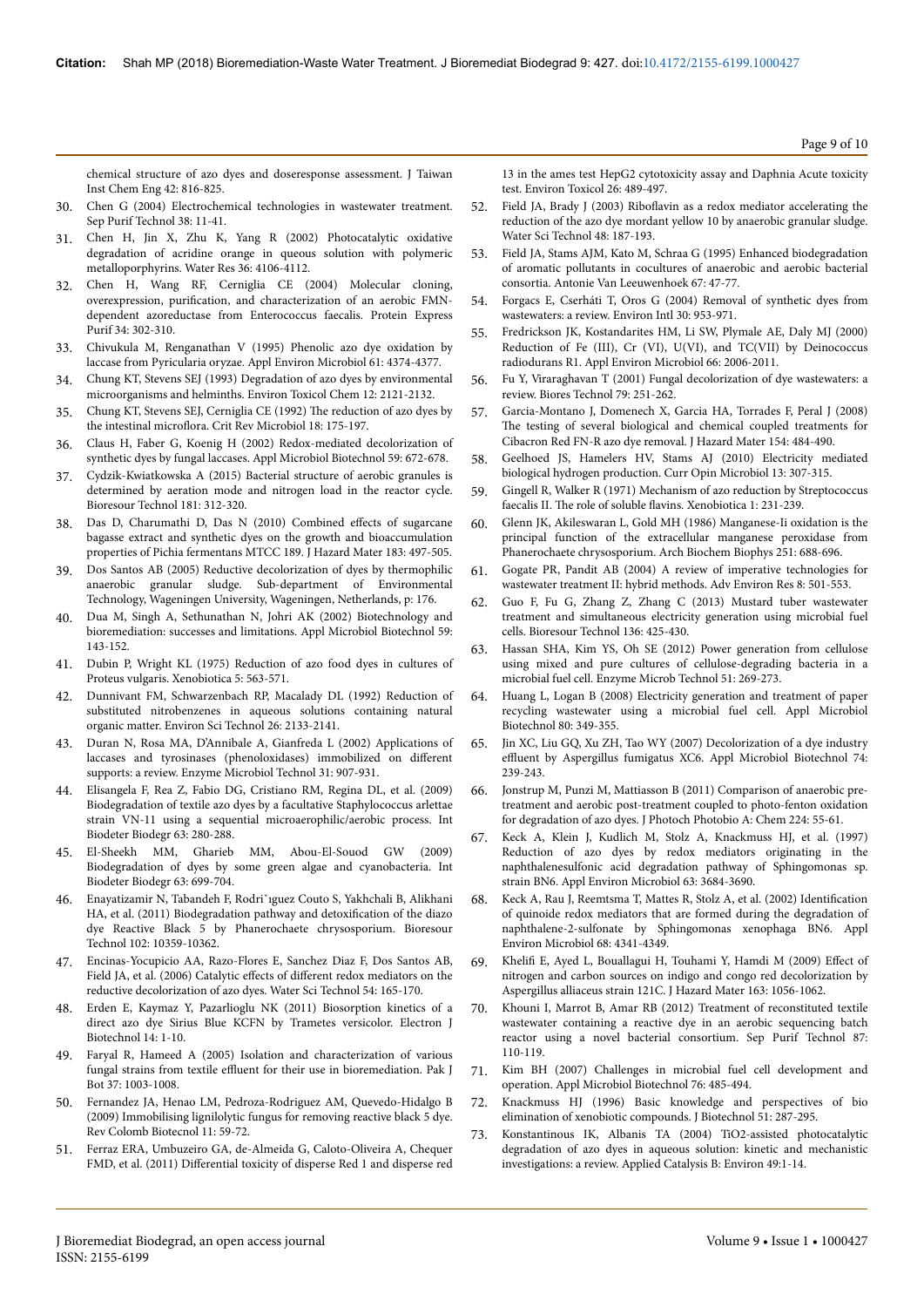chemical structure of azo dyes and doseresponse assessment. J Taiwan Inst Chem Eng 42: 816-825.

30. Chen G (2004) Electrochemical technologies in wastewater treatment. Sep Purif Technol 38: 11-41.
31. Chen H, Jin X, Zhu K, Yang R (2002) Photocatalytic oxidative degradation of acridine orange in queous solution with polymeric metalloporphyrins. Water Res 36: 4106-4112.
32. Chen H, Wang RF, Cerniglia CE (2004) Molecular cloning, overexpression, purification, and characterization of an aerobic FMN-dependent azoreductase from Enterococcus faecalis. Protein Express Purif 34: 302-310.
33. Chivukula M, Renganathan V (1995) Phenolic azo dye oxidation by laccase from Pyricularia oryzae. Appl Environ Microbiol 61: 4374-4377.
34. Chung KT, Stevens SEJ (1993) Degradation of azo dyes by environmental microorganisms and helminths. Environ Toxicol Chem 12: 2121-2132.
35. Chung KT, Stevens SEJ, Cerniglia CE (1992) The reduction of azo dyes by the intestinal microflora. Crit Rev Microbiol 18: 175-197.
36. Claus H, Faber G, Koenig H (2002) Redox-mediated decolorization of synthetic dyes by fungal laccases. Appl Microbiol Biotechnol 59: 672-678.
37. Cydzik-Kwiatkowska A (2015) Bacterial structure of aerobic granules is determined by aeration mode and nitrogen load in the reactor cycle. Bioresour Technol 181: 312-320.
38. Das D, Charumathi D, Das N (2010) Combined effects of sugarcane bagasse extract and synthetic dyes on the growth and bioaccumulation properties of Pichia fermentans MTCC 189. J Hazard Mater 183: 497-505.
39. Dos Santos AB (2005) Reductive decolorization of dyes by thermophilic anaerobic granular sludge. Sub-department of Environmental Technology, Wageningen University, Wageningen, Netherlands, p: 176.
40. Dua M, Singh A, Sethunathan N, Johri AK (2002) Biotechnology and bioremediation: successes and limitations. Appl Microbiol Biotechnol 59: 143-152.
41. Dubin P, Wright KL (1975) Reduction of azo food dyes in cultures of Proteus vulgaris. Xenobiotica 5: 563-571.
42. Dunnivant FM, Schwarzenbach RP, Macalady DL (1992) Reduction of substituted nitrobenzenes in aqueous solutions containing natural organic matter. Environ Sci Technol 26: 2133-2141.
43. Duran N, Rosa MA, D'Annibale A, Gianfreda L (2002) Applications of laccases and tyrosinases (phenoloxidases) immobilized on different supports: a review. Enzyme Microbiol Technol 31: 907-931.
44. Elisangela F, Rea Z, Fabio DG, Cristiano RM, Regina DL, et al. (2009) Biodegradation of textile azo dyes by a facultative Staphylococcus arlettae strain VN-11 using a sequential microaerophilic/aerobic process. Int Biodeter Biodegr 63: 280-288.
45. El-Sheekh MM, Gharieb MM, Abou-El-Souod GW (2009) Biodegradation of dyes by some green algae and cyanobacteria. Int Biodeter Biodegr 63: 699-704.
46. Enayatizamir N, Tabandeh F, Rodri˜ıguez Couto S, Yakhchali B, Alikhani HA, et al. (2011) Biodegradation pathway and detoxification of the diazo dye Reactive Black 5 by Phanerochaete chrysosporium. Bioresour Technol 102: 10359-10362.
47. Encinas-Yocupicio AA, Razo-Flores E, Sanchez Diaz F, Dos Santos AB, Field JA, et al. (2006) Catalytic effects of different redox mediators on the reductive decolorization of azo dyes. Water Sci Technol 54: 165-170.
48. Erden E, Kaymaz Y, Pazarlioglu NK (2011) Biosorption kinetics of a direct azo dye Sirius Blue KCFN by Trametes versicolor. Electron J Biotechnol 14: 1-10.
49. Faryal R, Hameed A (2005) Isolation and characterization of various fungal strains from textile effluent for their use in bioremediation. Pak J Bot 37: 1003-1008.
50. Fernandez JA, Henao LM, Pedroza-Rodriguez AM, Quevedo-Hidalgo B (2009) Immobilising lignilolytic fungus for removing reactive black 5 dye. Rev Colomb Biotecnol 11: 59-72.
51. Ferraz ERA, Umbuzeiro GA, de-Almeida G, Caloto-Oliveira A, Chequer FMD, et al. (2011) Differential toxicity of disperse Red 1 and disperse red 13 in the ames test HepG2 cytotoxicity assay and Daphnia Acute toxicity test. Environ Toxicol 26: 489-497.
52. Field JA, Brady J (2003) Riboflavin as a redox mediator accelerating the reduction of the azo dye mordant yellow 10 by anaerobic granular sludge. Water Sci Technol 48: 187-193.
53. Field JA, Stams AJM, Kato M, Schraa G (1995) Enhanced biodegradation of aromatic pollutants in cocultures of anaerobic and aerobic bacterial consortia. Antonie Van Leeuwenhoek 67: 47-77.
54. Forgacs E, Cserháti T, Oros G (2004) Removal of synthetic dyes from wastewaters: a review. Environ Intl 30: 953-971.
55. Fredrickson JK, Kostandarites HM, Li SW, Plymale AE, Daly MJ (2000) Reduction of Fe (III), Cr (VI), U(VI), and TC(VII) by Deinococcus radiodurans R1. Appl Environ Microbiol 66: 2006-2011.
56. Fu Y, Viraraghavan T (2001) Fungal decolorization of dye wastewaters: a review. Biores Technol 79: 251-262.
57. Garcia-Montano J, Domenech X, Garcia HA, Torrades F, Peral J (2008) The testing of several biological and chemical coupled treatments for Cibacron Red FN-R azo dye removal. J Hazard Mater 154: 484-490.
58. Geelhoed JS, Hamelers HV, Stams AJ (2010) Electricity mediated biological hydrogen production. Curr Opin Microbiol 13: 307-315.
59. Gingell R, Walker R (1971) Mechanism of azo reduction by Streptococcus faecalis II. The role of soluble flavins. Xenobiotica 1: 231-239.
60. Glenn JK, Akileswaran L, Gold MH (1986) Manganese-Ii oxidation is the principal function of the extracellular manganese peroxidase from Phanerochaete chrysosporium. Arch Biochem Biophys 251: 688-696.
61. Gogate PR, Pandit AB (2004) A review of imperative technologies for wastewater treatment II: hybrid methods. Adv Environ Res 8: 501-553.
62. Guo F, Fu G, Zhang Z, Zhang C (2013) Mustard tuber wastewater treatment and simultaneous electricity generation using microbial fuel cells. Bioresour Technol 136: 425-430.
63. Hassan SHA, Kim YS, Oh SE (2012) Power generation from cellulose using mixed and pure cultures of cellulose-degrading bacteria in a microbial fuel cell. Enzyme Microb Technol 51: 269-273.
64. Huang L, Logan B (2008) Electricity generation and treatment of paper recycling wastewater using a microbial fuel cell. Appl Microbiol Biotechnol 80: 349-355.
65. Jin XC, Liu GQ, Xu ZH, Tao WY (2007) Decolorization of a dye industry effluent by Aspergillus fumigatus XC6. Appl Microbiol Biotechnol 74: 239-243.
66. Jonstrup M, Punzi M, Mattiasson B (2011) Comparison of anaerobic pre-treatment and aerobic post-treatment coupled to photo-fenton oxidation for degradation of azo dyes. J Photoch Photobio A: Chem 224: 55-61.
67. Keck A, Klein J, Kudlich M, Stolz A, Knackmuss HJ, et al. (1997) Reduction of azo dyes by redox mediators originating in the naphthalenesulfonic acid degradation pathway of Sphingomonas sp. strain BN6. Appl Environ Microbiol 63: 3684-3690.
68. Keck A, Rau J, Reemtsma T, Mattes R, Stolz A, et al. (2002) Identification of quinoide redox mediators that are formed during the degradation of naphthalene-2-sulfonate by Sphingomonas xenophaga BN6. Appl Environ Microbiol 68: 4341-4349.
69. Khelifi E, Ayed L, Bouallagui H, Touhami Y, Hamdi M (2009) Effect of nitrogen and carbon sources on indigo and congo red decolorization by Aspergillus alliaceus strain 121C. J Hazard Mater 163: 1056-1062.
70. Khouni I, Marrot B, Amar RB (2012) Treatment of reconstituted textile wastewater containing a reactive dye in an aerobic sequencing batch reactor using a novel bacterial consortium. Sep Purif Technol 87: 110-119.
71. Kim BH (2007) Challenges in microbial fuel cell development and operation. Appl Microbiol Biotechnol 76: 485-494.
72. Knackmuss HJ (1996) Basic knowledge and perspectives of bio elimination of xenobiotic compounds. J Biotechnol 51: 287-295.
73. Konstantinous IK, Albanis TA (2004) $TiO_2$-assisted photocatalytic degradation of azo dyes in aqueous solution: kinetic and mechanistic investigations: a review. Applied Catalysis B: Environ 49:1-14.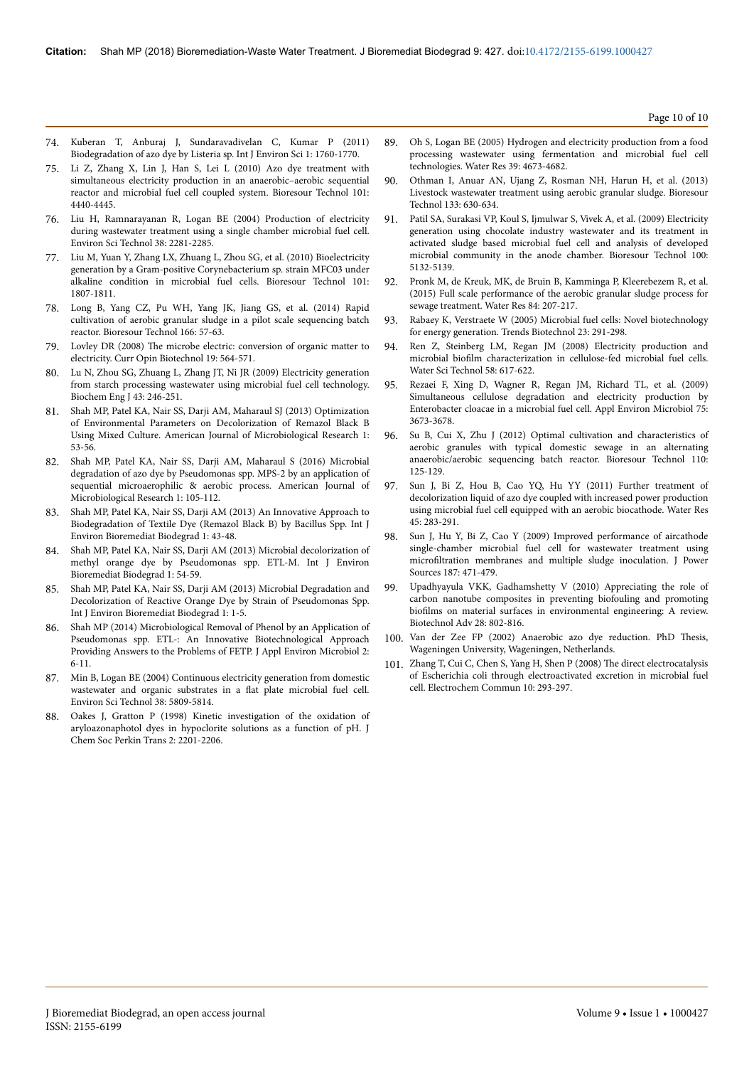74. Kuberan T, Anburaj J, Sundaravadivelan C, Kumar P (2011) Biodegradation of azo dye by Listeria sp. Int J Environ Sci 1: 1760-1770.
75. Li Z, Zhang X, Lin J, Han S, Lei L (2010) Azo dye treatment with simultaneous electricity production in an anaerobic–aerobic sequential reactor and microbial fuel cell coupled system. Bioresour Technol 101: 4440-4445.
76. Liu H, Ramnarayanan R, Logan BE (2004) Production of electricity during wastewater treatment using a single chamber microbial fuel cell. Environ Sci Technol 38: 2281-2285.
77. Liu M, Yuan Y, Zhang LX, Zhuang L, Zhou SG, et al. (2010) Bioelectricity generation by a Gram-positive Corynebacterium sp. strain MFC03 under alkaline condition in microbial fuel cells. Bioresour Technol 101: 1807-1811.
78. Long B, Yang CZ, Pu WH, Yang JK, Jiang GS, et al. (2014) Rapid cultivation of aerobic granular sludge in a pilot scale sequencing batch reactor. Bioresour Technol 166: 57-63.
79. Lovley DR (2008) The microbe electric: conversion of organic matter to electricity. Curr Opin Biotechnol 19: 564-571.
80. Lu N, Zhou SG, Zhuang L, Zhang JT, Ni JR (2009) Electricity generation from starch processing wastewater using microbial fuel cell technology. Biochem Eng J 43: 246-251.
81. Shah MP, Patel KA, Nair SS, Darji AM, Maharaul SJ (2013) Optimization of Environmental Parameters on Decolorization of Remazol Black B Using Mixed Culture. American Journal of Microbiological Research 1: 53-56.
82. Shah MP, Patel KA, Nair SS, Darji AM, Maharaul S (2016) Microbial degradation of azo dye by Pseudomonas spp. MPS-2 by an application of sequential microaerophilic & aerobic process. American Journal of Microbiological Research 1: 105-112.
83. Shah MP, Patel KA, Nair SS, Darji AM (2013) An Innovative Approach to Biodegradation of Textile Dye (Remazol Black B) by Bacillus Spp. Int J Environ Bioremediat Biodegrad 1: 43-48.
84. Shah MP, Patel KA, Nair SS, Darji AM (2013) Microbial decolorization of methyl orange dye by Pseudomonas spp. ETL-M. Int J Environ Bioremediat Biodegrad 1: 54-59.
85. Shah MP, Patel KA, Nair SS, Darji AM (2013) Microbial Degradation and Decolorization of Reactive Orange Dye by Strain of Pseudomonas Spp. Int J Environ Bioremediat Biodegrad 1: 1-5.
86. Shah MP (2014) Microbiological Removal of Phenol by an Application of Pseudomonas spp. ETL-: An Innovative Biotechnological Approach Providing Answers to the Problems of FETP. J Appl Environ Microbiol 2: 6-11.
87. Min B, Logan BE (2004) Continuous electricity generation from domestic wastewater and organic substrates in a flat plate microbial fuel cell. Environ Sci Technol 38: 5809-5814.
88. Oakes J, Gratton P (1998) Kinetic investigation of the oxidation of aryloazonaphotol dyes in hypoclorite solutions as a function of pH. J Chem Soc Perkin Trans 2: 2201-2206.
89. Oh S, Logan BE (2005) Hydrogen and electricity production from a food processing wastewater using fermentation and microbial fuel cell technologies. Water Res 39: 4673-4682.
90. Othman I, Anuar AN, Ujang Z, Rosman NH, Harun H, et al. (2013) Livestock wastewater treatment using aerobic granular sludge. Bioresour Technol 133: 630-634.
91. Patil SA, Surakasi VP, Koul S, Ijmulwar S, Vivek A, et al. (2009) Electricity generation using chocolate industry wastewater and its treatment in activated sludge based microbial fuel cell and analysis of developed microbial community in the anode chamber. Bioresour Technol 100: 5132-5139.
92. Pronk M, de Kreuk, MK, de Bruin B, Kamminga P, Kleerebezem R, et al. (2015) Full scale performance of the aerobic granular sludge process for sewage treatment. Water Res 84: 207-217.
93. Rabaey K, Verstraete W (2005) Microbial fuel cells: Novel biotechnology for energy generation. Trends Biotechnol 23: 291-298.
94. Ren Z, Steinberg LM, Regan JM (2008) Electricity production and microbial biofilm characterization in cellulose-fed microbial fuel cells. Water Sci Technol 58: 617-622.
95. Rezaei F, Xing D, Wagner R, Regan JM, Richard TL, et al. (2009) Simultaneous cellulose degradation and electricity production by Enterobacter cloacae in a microbial fuel cell. Appl Environ Microbiol 75: 3673-3678.
96. Su B, Cui X, Zhu J (2012) Optimal cultivation and characteristics of aerobic granules with typical domestic sewage in an alternating anaerobic/aerobic sequencing batch reactor. Bioresour Technol 110: 125-129.
97. Sun J, Bi Z, Hou B, Cao YQ, Hu YY (2011) Further treatment of decolorization liquid of azo dye coupled with increased power production using microbial fuel cell equipped with an aerobic biocathode. Water Res 45: 283-291.
98. Sun J, Hu Y, Bi Z, Cao Y (2009) Improved performance of aircathode single-chamber microbial fuel cell for wastewater treatment using microfiltration membranes and multiple sludge inoculation. J Power Sources 187: 471-479.
99. Upadhyayula VKK, Gadhamshetty V (2010) Appreciating the role of carbon nanotube composites in preventing biofouling and promoting biofilms on material surfaces in environmental engineering: A review. Biotechnol Adv 28: 802-816.
100. Van der Zee FP (2002) Anaerobic azo dye reduction. PhD Thesis, Wageningen University, Wageningen, Netherlands.
101. Zhang T, Cui C, Chen S, Yang H, Shen P (2008) The direct electrocatalysis of Escherichia coli through electroactivated excretion in microbial fuel cell. Electrochem Commun 10: 293-297.